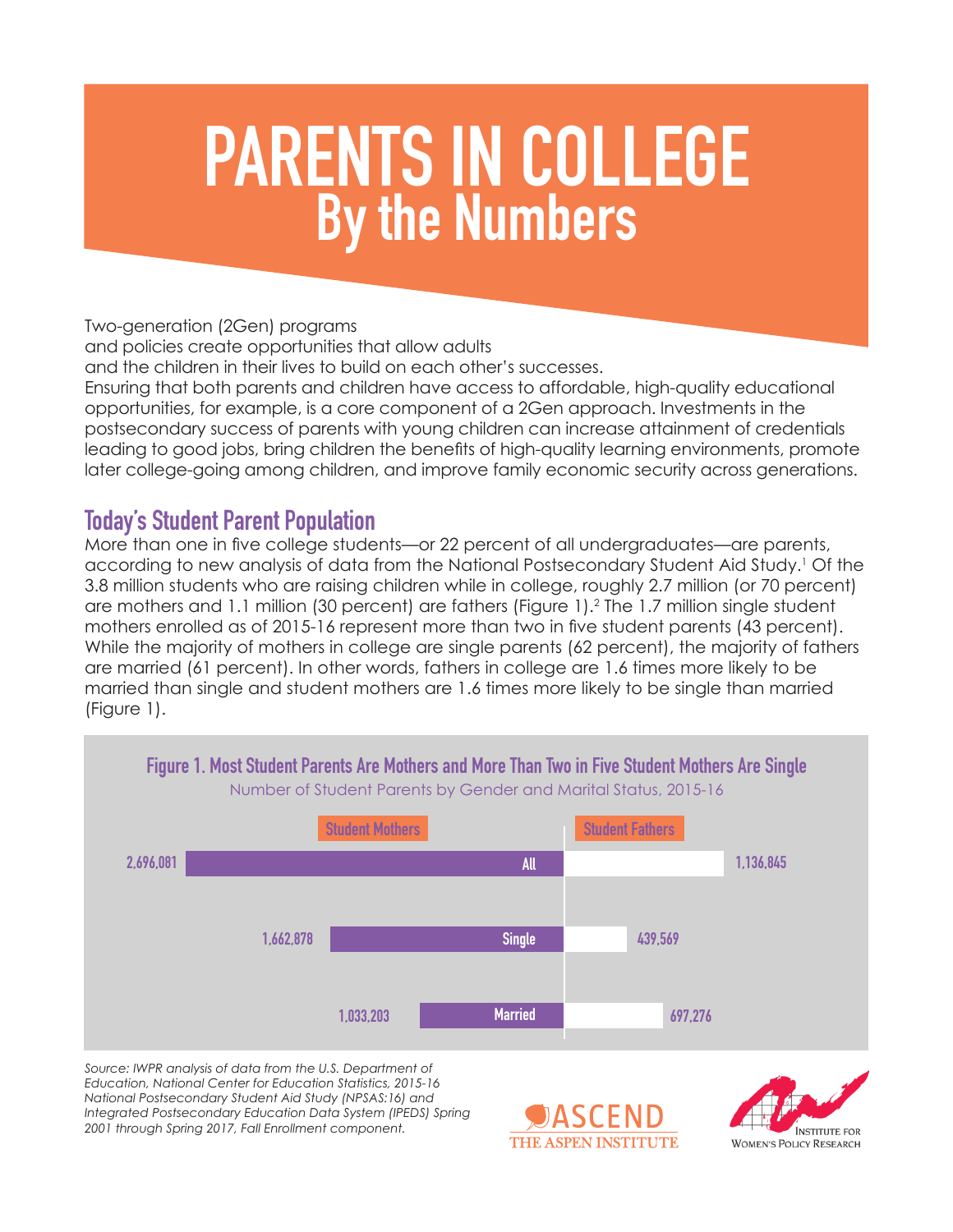# PARENTS IN COLLEGE
## By the Numbers

Two-generation (2Gen) programs and policies create opportunities that allow adults and the children in their lives to build on each other's successes. Ensuring that both parents and children have access to affordable, high-quality educational opportunities, for example, is a core component of a 2Gen approach. Investments in the postsecondary success of parents with young children can increase attainment of credentials leading to good jobs, bring children the benefits of high-quality learning environments, promote later college-going among children, and improve family economic security across generations.

## Today's Student Parent Population

More than one in five college students—or 22 percent of all undergraduates—are parents, according to new analysis of data from the National Postsecondary Student Aid Study.[1] Of the 3.8 million students who are raising children while in college, roughly 2.7 million (or 70 percent) are mothers and 1.1 million (30 percent) are fathers (Figure 1).[2] The 1.7 million single student mothers enrolled as of 2015-16 represent more than two in five student parents (43 percent). While the majority of mothers in college are single parents (62 percent), the majority of fathers are married (61 percent). In other words, fathers in college are 1.6 times more likely to be married than single and student mothers are 1.6 times more likely to be single than married (Figure 1).

**Figure 1. Most Student Parents Are Mothers and More Than Two in Five Student Mothers Are Single**

Number of Student Parents by Gender and Marital Status, 2015-16

| | Student Mothers | Student Fathers |
|---|---|---|
| All | 2,696,081 | 1,136,845 |
| Single | 1,662,878 | 439,569 |
| Married | 1,033,203 | 697,276 |

*Source: IWPR analysis of data from the U.S. Department of Education, National Center for Education Statistics, 2015-16 National Postsecondary Student Aid Study (NPSAS:16) and Integrated Postsecondary Education Data System (IPEDS) Spring 2001 through Spring 2017, Fall Enrollment component.*

ASCEND THE ASPEN INSTITUTE

INSTITUTE FOR WOMEN'S POLICY RESEARCH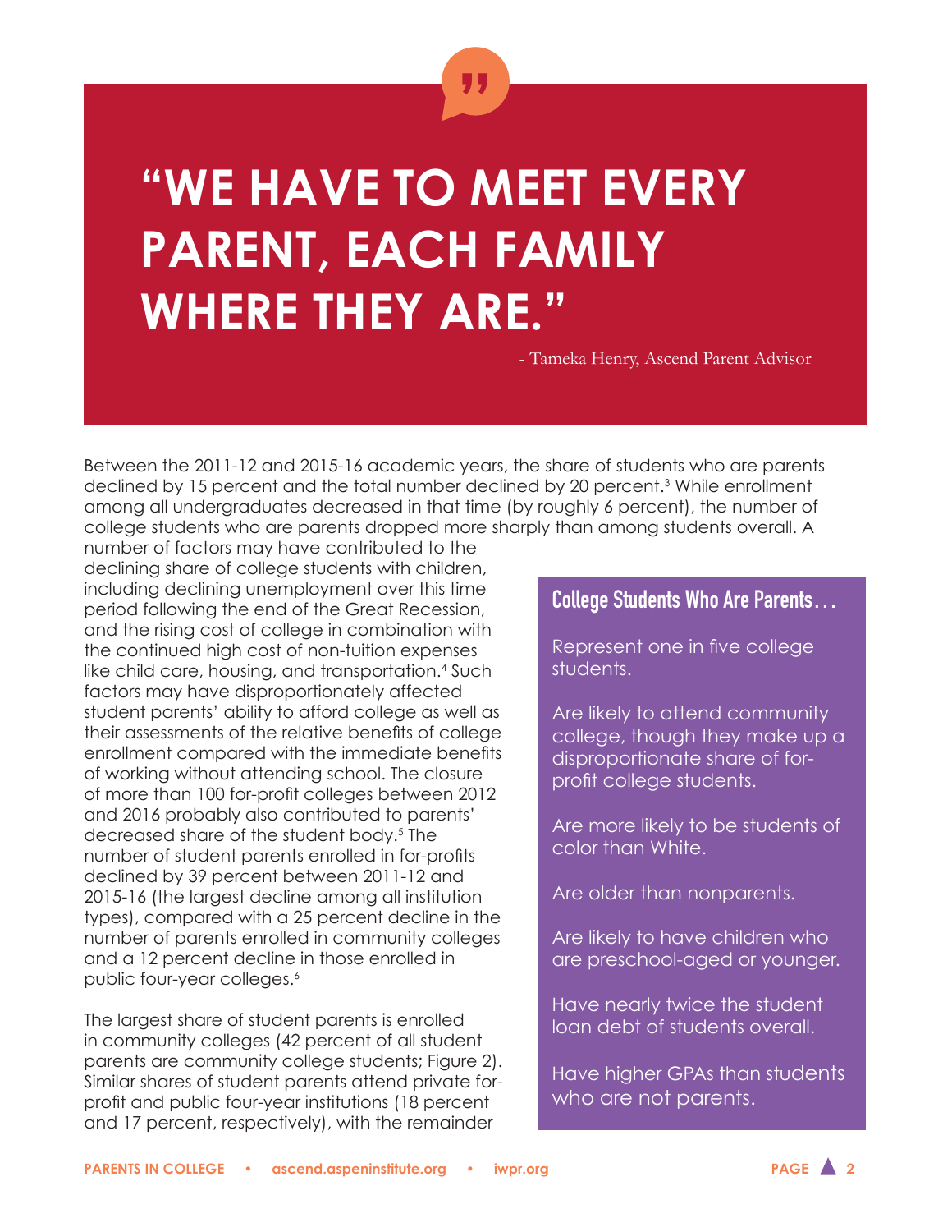> **"WE HAVE TO MEET EVERY PARENT, EACH FAMILY WHERE THEY ARE."**
>
> - Tameka Henry, Ascend Parent Advisor

Between the 2011-12 and 2015-16 academic years, the share of students who are parents declined by 15 percent and the total number declined by 20 percent.[3] While enrollment among all undergraduates decreased in that time (by roughly 6 percent), the number of college students who are parents dropped more sharply than among students overall. A number of factors may have contributed to the declining share of college students with children, including declining unemployment over this time period following the end of the Great Recession, and the rising cost of college in combination with the continued high cost of non-tuition expenses like child care, housing, and transportation.[4] Such factors may have disproportionately affected student parents' ability to afford college as well as their assessments of the relative benefits of college enrollment compared with the immediate benefits of working without attending school. The closure of more than 100 for-profit colleges between 2012 and 2016 probably also contributed to parents' decreased share of the student body.[5] The number of student parents enrolled in for-profits declined by 39 percent between 2011-12 and 2015-16 (the largest decline among all institution types), compared with a 25 percent decline in the number of parents enrolled in community colleges and a 12 percent decline in those enrolled in public four-year colleges.[6]

The largest share of student parents is enrolled in community colleges (42 percent of all student parents are community college students; Figure 2). Similar shares of student parents attend private for-profit and public four-year institutions (18 percent and 17 percent, respectively), with the remainder

### College Students Who Are Parents...

Represent one in five college students.

Are likely to attend community college, though they make up a disproportionate share of for-profit college students.

Are more likely to be students of color than White.

Are older than nonparents.

Are likely to have children who are preschool-aged or younger.

Have nearly twice the student loan debt of students overall.

Have higher GPAs than students who are not parents.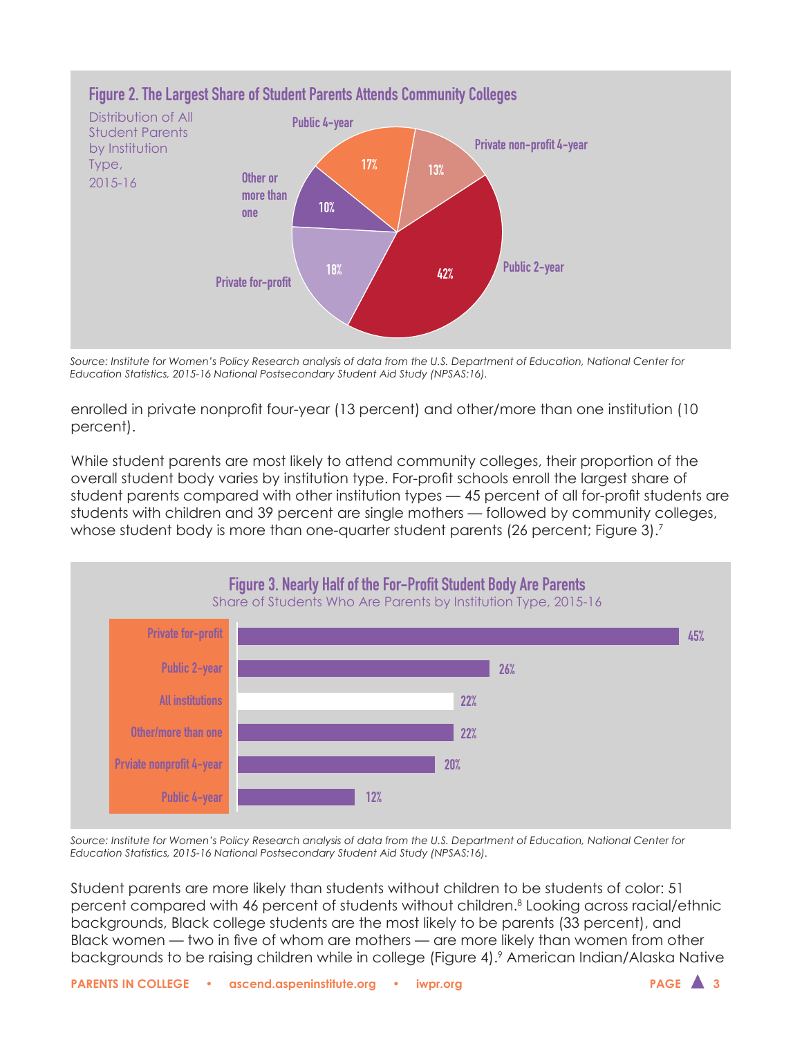**Figure 2. The Largest Share of Student Parents Attends Community Colleges**

Distribution of All Student Parents by Institution Type, 2015-16

| Institution Type | Share |
|---|---|
| Public 2-year | 42% |
| Private for-profit | 18% |
| Public 4-year | 17% |
| Private non-profit 4-year | 13% |
| Other or more than one | 10% |

*Source: Institute for Women's Policy Research analysis of data from the U.S. Department of Education, National Center for Education Statistics, 2015-16 National Postsecondary Student Aid Study (NPSAS:16).*

enrolled in private nonprofit four-year (13 percent) and other/more than one institution (10 percent).

While student parents are most likely to attend community colleges, their proportion of the overall student body varies by institution type. For-profit schools enroll the largest share of student parents compared with other institution types — 45 percent of all for-profit students are students with children and 39 percent are single mothers — followed by community colleges, whose student body is more than one-quarter student parents (26 percent; Figure 3).[7]

**Figure 3. Nearly Half of the For-Profit Student Body Are Parents**

Share of Students Who Are Parents by Institution Type, 2015-16

| Institution Type | Share |
|---|---|
| Private for-profit | 45% |
| Public 2-year | 26% |
| All institutions | 22% |
| Other/more than one | 22% |
| Prviate nonprofit 4-year | 20% |
| Public 4-year | 12% |

*Source: Institute for Women's Policy Research analysis of data from the U.S. Department of Education, National Center for Education Statistics, 2015-16 National Postsecondary Student Aid Study (NPSAS:16).*

Student parents are more likely than students without children to be students of color: 51 percent compared with 46 percent of students without children.[8] Looking across racial/ethnic backgrounds, Black college students are the most likely to be parents (33 percent), and Black women — two in five of whom are mothers — are more likely than women from other backgrounds to be raising children while in college (Figure 4).[9] American Indian/Alaska Native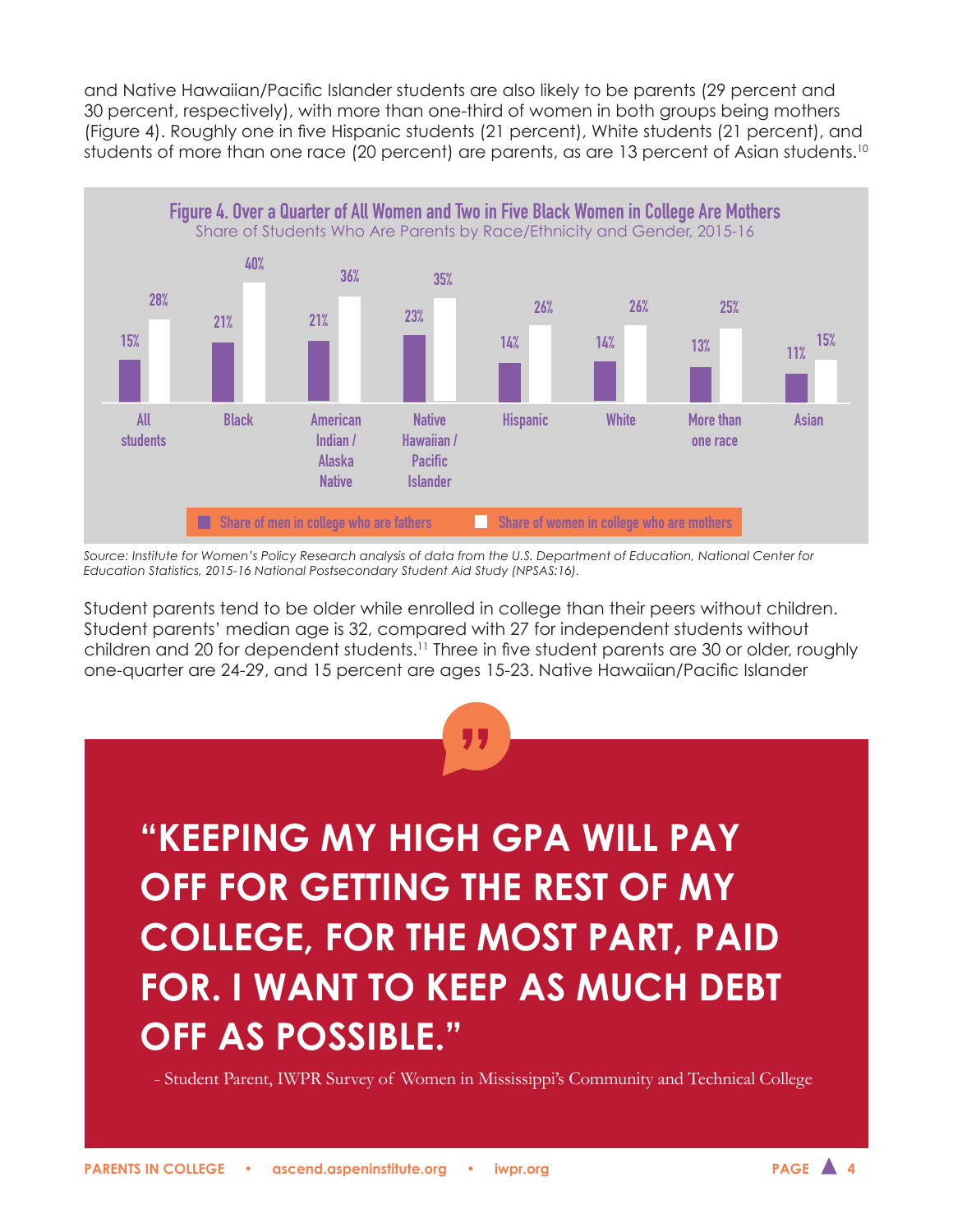and Native Hawaiian/Pacific Islander students are also likely to be parents (29 percent and 30 percent, respectively), with more than one-third of women in both groups being mothers (Figure 4). Roughly one in five Hispanic students (21 percent), White students (21 percent), and students of more than one race (20 percent) are parents, as are 13 percent of Asian students.[10]

**Figure 4. Over a Quarter of All Women and Two in Five Black Women in College Are Mothers**
Share of Students Who Are Parents by Race/Ethnicity and Gender, 2015-16

| | Share of men in college who are fathers | Share of women in college who are mothers |
|---|---|---|
| All students | 15% | 28% |
| Black | 21% | 40% |
| American Indian / Alaska Native | 21% | 36% |
| Native Hawaiian / Pacific Islander | 23% | 35% |
| Hispanic | 14% | 26% |
| White | 14% | 26% |
| More than one race | 13% | 25% |
| Asian | 11% | 15% |

*Source: Institute for Women's Policy Research analysis of data from the U.S. Department of Education, National Center for Education Statistics, 2015-16 National Postsecondary Student Aid Study (NPSAS:16).*

Student parents tend to be older while enrolled in college than their peers without children. Student parents' median age is 32, compared with 27 for independent students without children and 20 for dependent students.[11] Three in five student parents are 30 or older, roughly one-quarter are 24-29, and 15 percent are ages 15-23. Native Hawaiian/Pacific Islander

> **"KEEPING MY HIGH GPA WILL PAY OFF FOR GETTING THE REST OF MY COLLEGE, FOR THE MOST PART, PAID FOR. I WANT TO KEEP AS MUCH DEBT OFF AS POSSIBLE."**
>
> - Student Parent, IWPR Survey of Women in Mississippi's Community and Technical College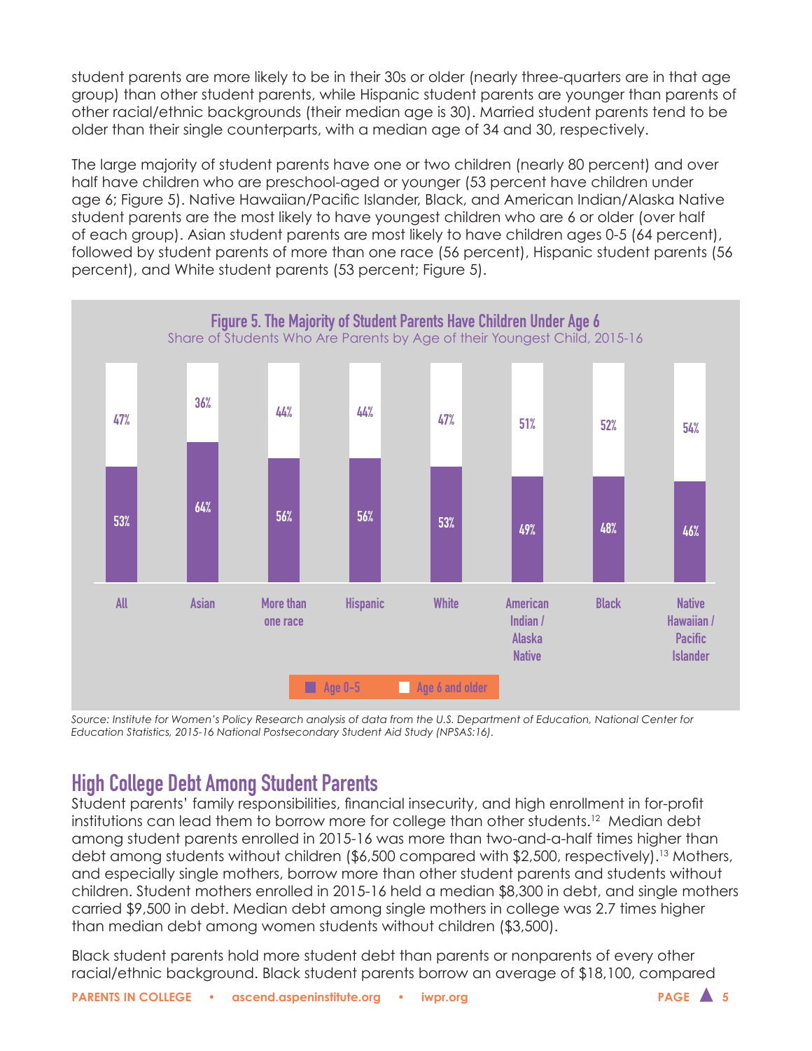student parents are more likely to be in their 30s or older (nearly three-quarters are in that age group) than other student parents, while Hispanic student parents are younger than parents of other racial/ethnic backgrounds (their median age is 30). Married student parents tend to be older than their single counterparts, with a median age of 34 and 30, respectively.

The large majority of student parents have one or two children (nearly 80 percent) and over half have children who are preschool-aged or younger (53 percent have children under age 6; Figure 5). Native Hawaiian/Pacific Islander, Black, and American Indian/Alaska Native student parents are the most likely to have youngest children who are 6 or older (over half of each group). Asian student parents are most likely to have children ages 0-5 (64 percent), followed by student parents of more than one race (56 percent), Hispanic student parents (56 percent), and White student parents (53 percent; Figure 5).

**Figure 5. The Majority of Student Parents Have Children Under Age 6**

Share of Students Who Are Parents by Age of their Youngest Child, 2015-16

| | All | Asian | More than one race | Hispanic | White | American Indian / Alaska Native | Black | Native Hawaiian / Pacific Islander |
|---|---|---|---|---|---|---|---|---|
| Age 0-5 | 53% | 64% | 56% | 56% | 53% | 49% | 48% | 46% |
| Age 6 and older | 47% | 36% | 44% | 44% | 47% | 51% | 52% | 54% |

*Source: Institute for Women's Policy Research analysis of data from the U.S. Department of Education, National Center for Education Statistics, 2015-16 National Postsecondary Student Aid Study (NPSAS:16).*

## High College Debt Among Student Parents

Student parents' family responsibilities, financial insecurity, and high enrollment in for-profit institutions can lead them to borrow more for college than other students.[12] Median debt among student parents enrolled in 2015-16 was more than two-and-a-half times higher than debt among students without children ($6,500 compared with $2,500, respectively).[13] Mothers, and especially single mothers, borrow more than other student parents and students without children. Student mothers enrolled in 2015-16 held a median $8,300 in debt, and single mothers carried $9,500 in debt. Median debt among single mothers in college was 2.7 times higher than median debt among women students without children ($3,500).

Black student parents hold more student debt than parents or nonparents of every other racial/ethnic background. Black student parents borrow an average of $18,100, compared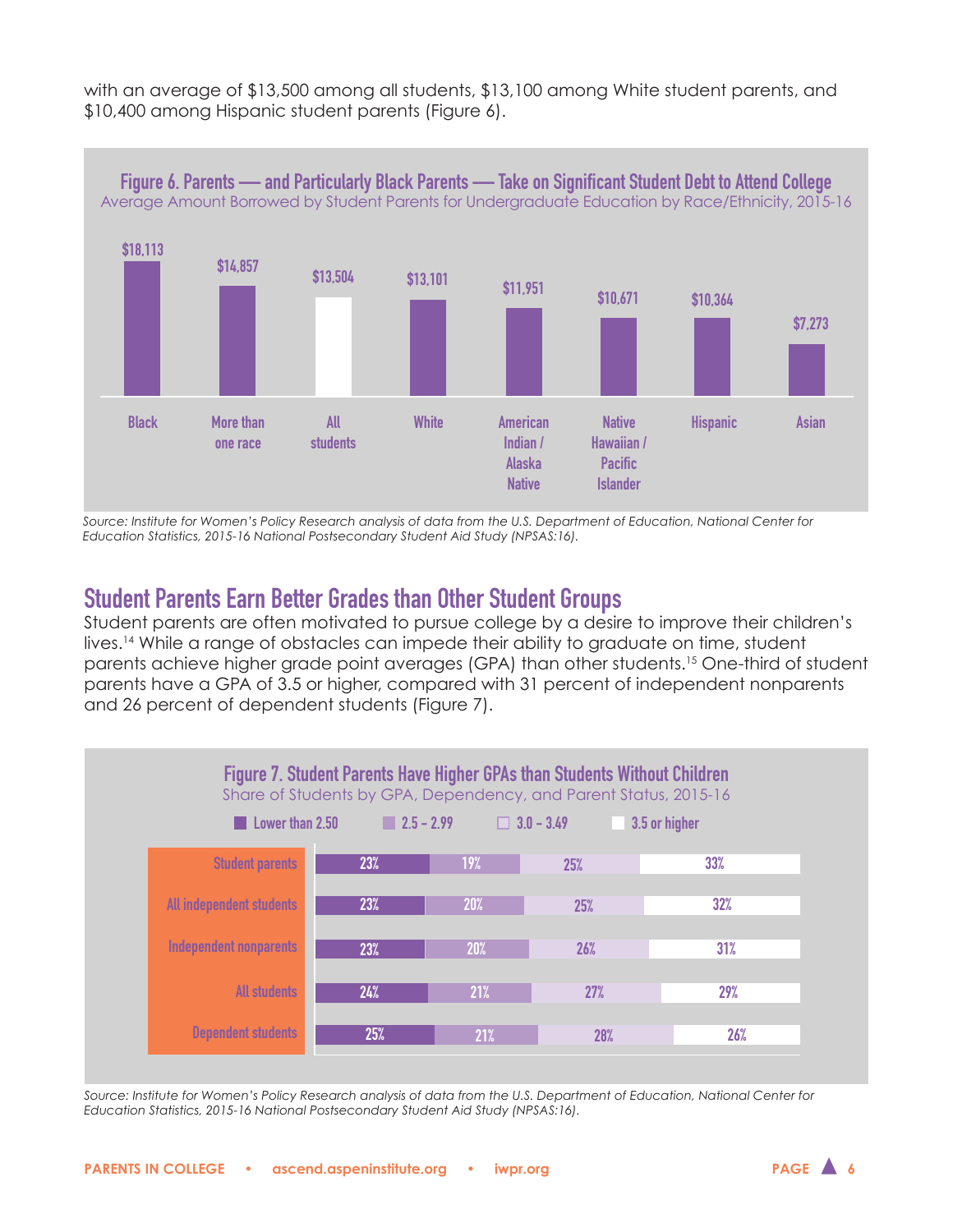with an average of $13,500 among all students, $13,100 among White student parents, and $10,400 among Hispanic student parents (Figure 6).

**Figure 6. Parents — and Particularly Black Parents — Take on Significant Student Debt to Attend College**

Average Amount Borrowed by Student Parents for Undergraduate Education by Race/Ethnicity, 2015-16

| Race/Ethnicity | Average Amount Borrowed |
|---|---|
| Black | $18,113 |
| More than one race | $14,857 |
| All students | $13,504 |
| White | $13,101 |
| American Indian / Alaska Native | $11,951 |
| Native Hawaiian / Pacific Islander | $10,671 |
| Hispanic | $10,364 |
| Asian | $7,273 |

*Source: Institute for Women's Policy Research analysis of data from the U.S. Department of Education, National Center for Education Statistics, 2015-16 National Postsecondary Student Aid Study (NPSAS:16).*

## Student Parents Earn Better Grades than Other Student Groups

Student parents are often motivated to pursue college by a desire to improve their children's lives.[14] While a range of obstacles can impede their ability to graduate on time, student parents achieve higher grade point averages (GPA) than other students.[15] One-third of student parents have a GPA of 3.5 or higher, compared with 31 percent of independent nonparents and 26 percent of dependent students (Figure 7).

**Figure 7. Student Parents Have Higher GPAs than Students Without Children**

Share of Students by GPA, Dependency, and Parent Status, 2015-16

| | Lower than 2.50 | 2.5 - 2.99 | 3.0 - 3.49 | 3.5 or higher |
|---|---|---|---|---|
| Student parents | 23% | 19% | 25% | 33% |
| All independent students | 23% | 20% | 25% | 32% |
| Independent nonparents | 23% | 20% | 26% | 31% |
| All students | 24% | 21% | 27% | 29% |
| Dependent students | 25% | 21% | 28% | 26% |

*Source: Institute for Women's Policy Research analysis of data from the U.S. Department of Education, National Center for Education Statistics, 2015-16 National Postsecondary Student Aid Study (NPSAS:16).*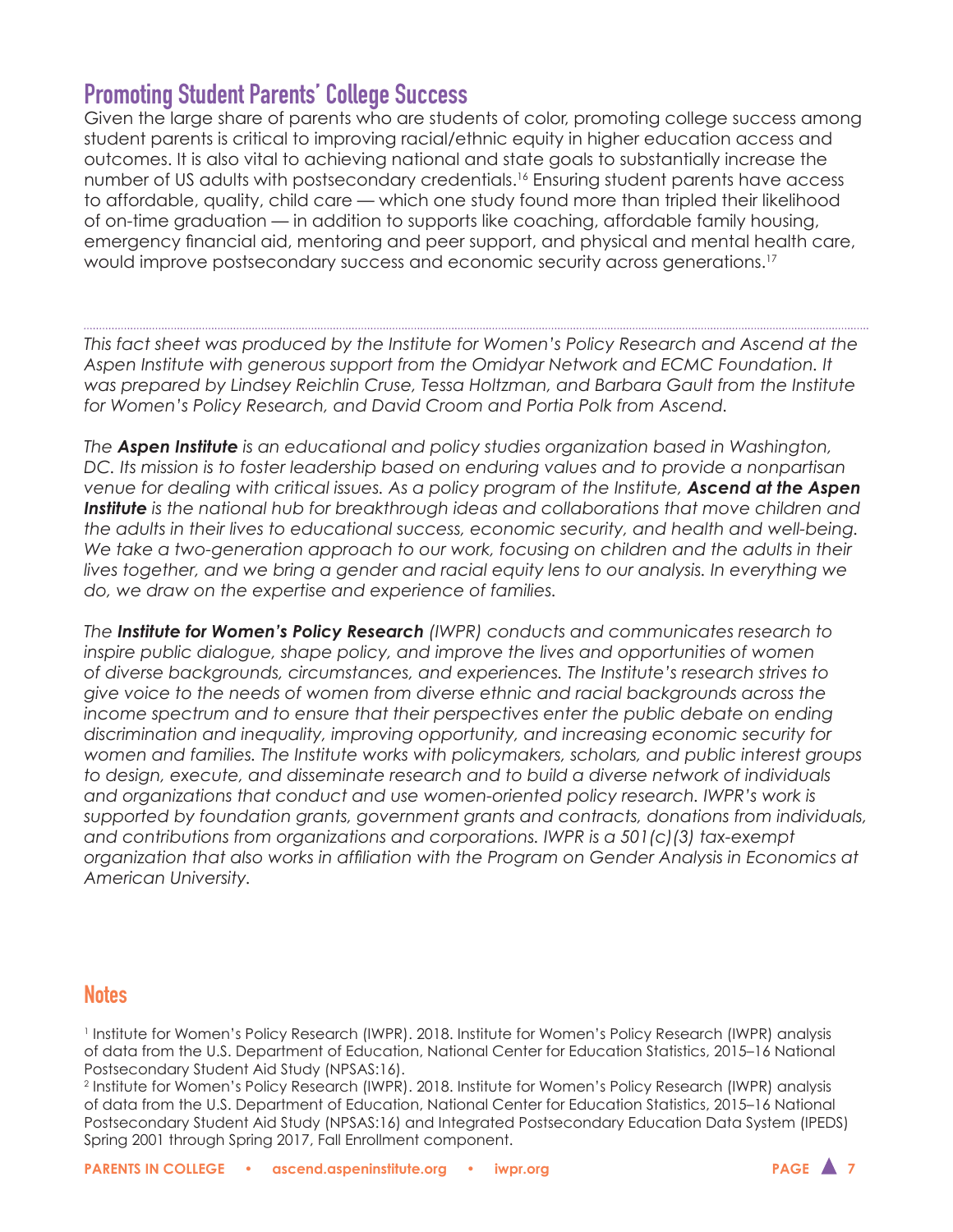## Promoting Student Parents' College Success

Given the large share of parents who are students of color, promoting college success among student parents is critical to improving racial/ethnic equity in higher education access and outcomes. It is also vital to achieving national and state goals to substantially increase the number of US adults with postsecondary credentials.[16] Ensuring student parents have access to affordable, quality, child care — which one study found more than tripled their likelihood of on-time graduation — in addition to supports like coaching, affordable family housing, emergency financial aid, mentoring and peer support, and physical and mental health care, would improve postsecondary success and economic security across generations.[17]

---

*This fact sheet was produced by the Institute for Women's Policy Research and Ascend at the Aspen Institute with generous support from the Omidyar Network and ECMC Foundation. It was prepared by Lindsey Reichlin Cruse, Tessa Holtzman, and Barbara Gault from the Institute for Women's Policy Research, and David Croom and Portia Polk from Ascend.*

*The* ***Aspen Institute*** *is an educational and policy studies organization based in Washington, DC. Its mission is to foster leadership based on enduring values and to provide a nonpartisan venue for dealing with critical issues. As a policy program of the Institute,* ***Ascend at the Aspen Institute*** *is the national hub for breakthrough ideas and collaborations that move children and the adults in their lives to educational success, economic security, and health and well-being. We take a two-generation approach to our work, focusing on children and the adults in their lives together, and we bring a gender and racial equity lens to our analysis. In everything we do, we draw on the expertise and experience of families.*

*The* ***Institute for Women's Policy Research*** *(IWPR) conducts and communicates research to inspire public dialogue, shape policy, and improve the lives and opportunities of women of diverse backgrounds, circumstances, and experiences. The Institute's research strives to give voice to the needs of women from diverse ethnic and racial backgrounds across the income spectrum and to ensure that their perspectives enter the public debate on ending discrimination and inequality, improving opportunity, and increasing economic security for women and families. The Institute works with policymakers, scholars, and public interest groups to design, execute, and disseminate research and to build a diverse network of individuals and organizations that conduct and use women-oriented policy research. IWPR's work is supported by foundation grants, government grants and contracts, donations from individuals, and contributions from organizations and corporations. IWPR is a 501(c)(3) tax-exempt organization that also works in affiliation with the Program on Gender Analysis in Economics at American University.*

## Notes

[1] Institute for Women's Policy Research (IWPR). 2018. Institute for Women's Policy Research (IWPR) analysis of data from the U.S. Department of Education, National Center for Education Statistics, 2015–16 National Postsecondary Student Aid Study (NPSAS:16).

[2] Institute for Women's Policy Research (IWPR). 2018. Institute for Women's Policy Research (IWPR) analysis of data from the U.S. Department of Education, National Center for Education Statistics, 2015–16 National Postsecondary Student Aid Study (NPSAS:16) and Integrated Postsecondary Education Data System (IPEDS) Spring 2001 through Spring 2017, Fall Enrollment component.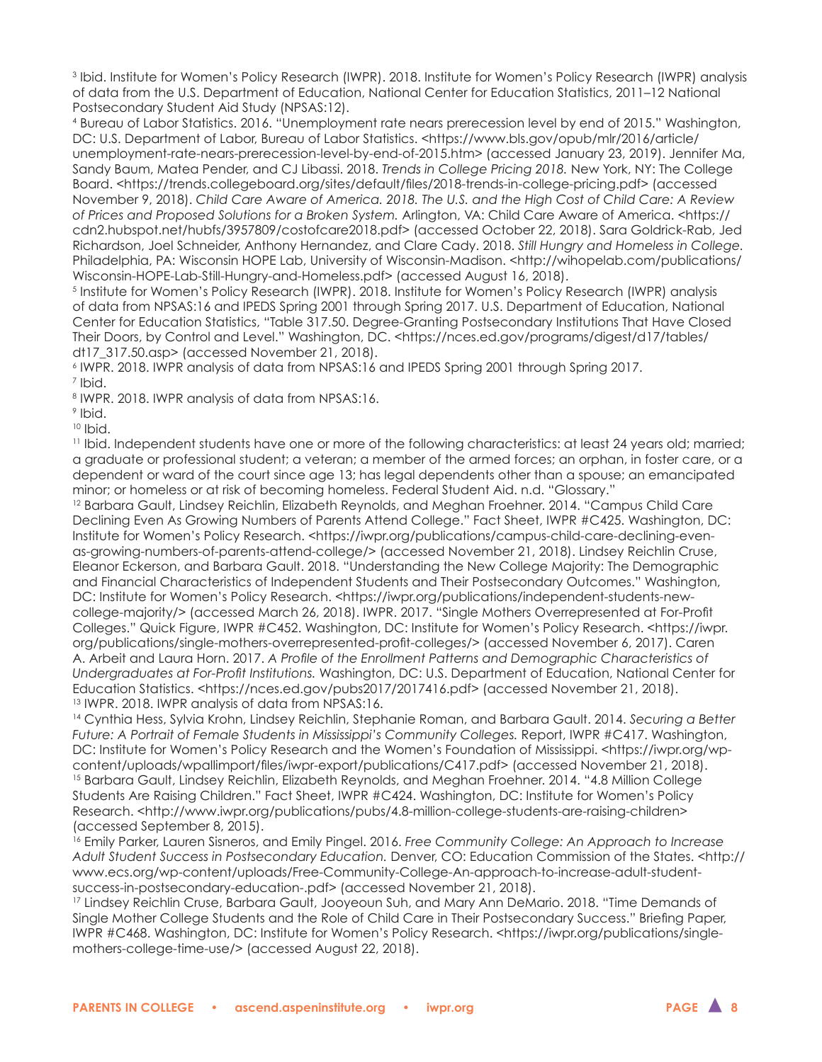[3] Ibid. Institute for Women's Policy Research (IWPR). 2018. Institute for Women's Policy Research (IWPR) analysis of data from the U.S. Department of Education, National Center for Education Statistics, 2011–12 National Postsecondary Student Aid Study (NPSAS:12).

[4] Bureau of Labor Statistics. 2016. "Unemployment rate nears prerecession level by end of 2015." Washington, DC: U.S. Department of Labor, Bureau of Labor Statistics. <https://www.bls.gov/opub/mlr/2016/article/unemployment-rate-nears-prerecession-level-by-end-of-2015.htm> (accessed January 23, 2019). Jennifer Ma, Sandy Baum, Matea Pender, and CJ Libassi. 2018. *Trends in College Pricing 2018.* New York, NY: The College Board. <https://trends.collegeboard.org/sites/default/files/2018-trends-in-college-pricing.pdf> (accessed November 9, 2018). *Child Care Aware of America. 2018. The U.S. and the High Cost of Child Care: A Review of Prices and Proposed Solutions for a Broken System.* Arlington, VA: Child Care Aware of America. <https://cdn2.hubspot.net/hubfs/3957809/costofcare2018.pdf> (accessed October 22, 2018). Sara Goldrick-Rab, Jed Richardson, Joel Schneider, Anthony Hernandez, and Clare Cady. 2018. *Still Hungry and Homeless in College.* Philadelphia, PA: Wisconsin HOPE Lab, University of Wisconsin-Madison. <http://wihopelab.com/publications/Wisconsin-HOPE-Lab-Still-Hungry-and-Homeless.pdf> (accessed August 16, 2018).

[5] Institute for Women's Policy Research (IWPR). 2018. Institute for Women's Policy Research (IWPR) analysis of data from NPSAS:16 and IPEDS Spring 2001 through Spring 2017. U.S. Department of Education, National Center for Education Statistics, "Table 317.50. Degree-Granting Postsecondary Institutions That Have Closed Their Doors, by Control and Level." Washington, DC. <https://nces.ed.gov/programs/digest/d17/tables/dt17_317.50.asp> (accessed November 21, 2018).

[6] IWPR. 2018. IWPR analysis of data from NPSAS:16 and IPEDS Spring 2001 through Spring 2017.

[7] Ibid.

[8] IWPR. 2018. IWPR analysis of data from NPSAS:16.

[9] Ibid.

[10] Ibid.

[11] Ibid. Independent students have one or more of the following characteristics: at least 24 years old; married; a graduate or professional student; a veteran; a member of the armed forces; an orphan, in foster care, or a dependent or ward of the court since age 13; has legal dependents other than a spouse; an emancipated minor; or homeless or at risk of becoming homeless. Federal Student Aid. n.d. "Glossary."

[12] Barbara Gault, Lindsey Reichlin, Elizabeth Reynolds, and Meghan Froehner. 2014. "Campus Child Care Declining Even As Growing Numbers of Parents Attend College." Fact Sheet, IWPR #C425. Washington, DC: Institute for Women's Policy Research. <https://iwpr.org/publications/campus-child-care-declining-even-as-growing-numbers-of-parents-attend-college/> (accessed November 21, 2018). Lindsey Reichlin Cruse, Eleanor Eckerson, and Barbara Gault. 2018. "Understanding the New College Majority: The Demographic and Financial Characteristics of Independent Students and Their Postsecondary Outcomes." Washington, DC: Institute for Women's Policy Research. <https://iwpr.org/publications/independent-students-new-college-majority/> (accessed March 26, 2018). IWPR. 2017. "Single Mothers Overrepresented at For-Profit Colleges." Quick Figure, IWPR #C452. Washington, DC: Institute for Women's Policy Research. <https://iwpr.org/publications/single-mothers-overrepresented-profit-colleges/> (accessed November 6, 2017). Caren A. Arbeit and Laura Horn. 2017. *A Profile of the Enrollment Patterns and Demographic Characteristics of Undergraduates at For-Profit Institutions.* Washington, DC: U.S. Department of Education, National Center for Education Statistics. <https://nces.ed.gov/pubs2017/2017416.pdf> (accessed November 21, 2018).

[13] IWPR. 2018. IWPR analysis of data from NPSAS:16.

[14] Cynthia Hess, Sylvia Krohn, Lindsey Reichlin, Stephanie Roman, and Barbara Gault. 2014. *Securing a Better Future: A Portrait of Female Students in Mississippi's Community Colleges.* Report, IWPR #C417. Washington, DC: Institute for Women's Policy Research and the Women's Foundation of Mississippi. <https://iwpr.org/wp-content/uploads/wpallimport/files/iwpr-export/publications/C417.pdf> (accessed November 21, 2018).

[15] Barbara Gault, Lindsey Reichlin, Elizabeth Reynolds, and Meghan Froehner. 2014. "4.8 Million College Students Are Raising Children." Fact Sheet, IWPR #C424. Washington, DC: Institute for Women's Policy Research. <http://www.iwpr.org/publications/pubs/4.8-million-college-students-are-raising-children> (accessed September 8, 2015).

[16] Emily Parker, Lauren Sisneros, and Emily Pingel. 2016. *Free Community College: An Approach to Increase Adult Student Success in Postsecondary Education.* Denver, CO: Education Commission of the States. <http://www.ecs.org/wp-content/uploads/Free-Community-College-An-approach-to-increase-adult-student-success-in-postsecondary-education-.pdf> (accessed November 21, 2018).

[17] Lindsey Reichlin Cruse, Barbara Gault, Jooyeoun Suh, and Mary Ann DeMario. 2018. "Time Demands of Single Mother College Students and the Role of Child Care in Their Postsecondary Success." Briefing Paper, IWPR #C468. Washington, DC: Institute for Women's Policy Research. <https://iwpr.org/publications/single-mothers-college-time-use/> (accessed August 22, 2018).